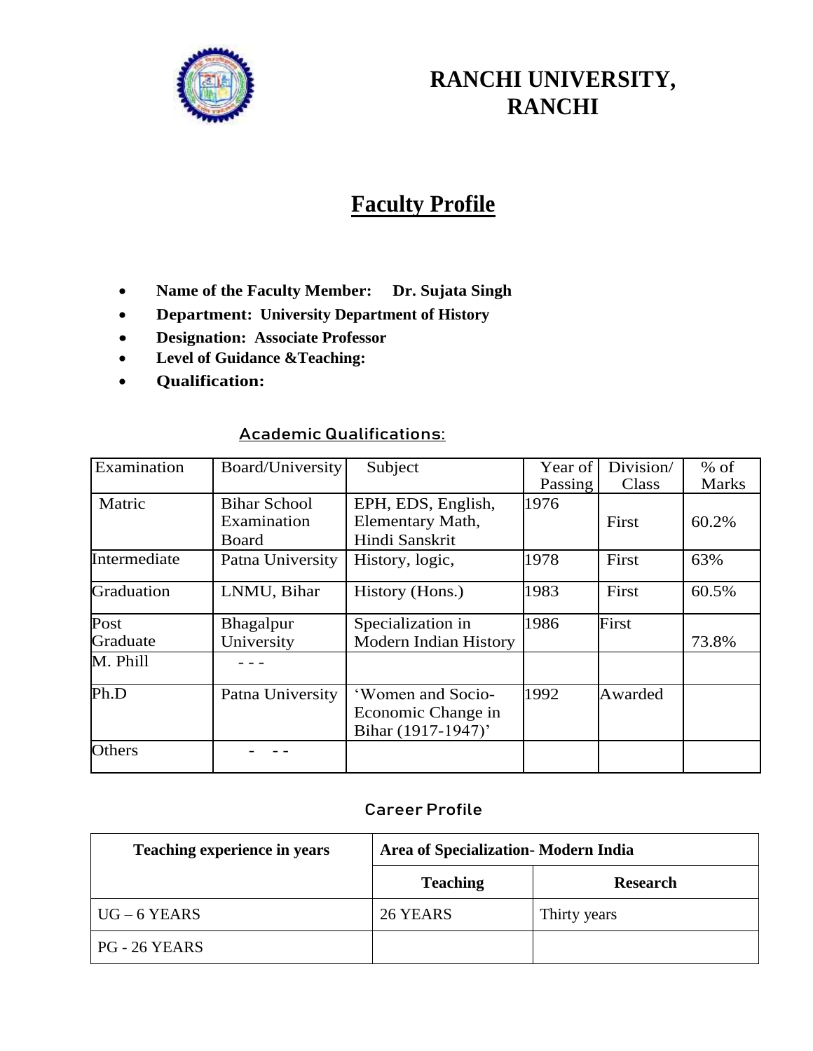# RANCHI UNIVERSITY, RANCHI

## Faculty Profile

- **Name of the Faculty Member: Dr. Sujata Singh**
- **Department: University Department of History**
- **Designation: Associate Professor**
- **Level of Guidance &Teaching:**
- **Qualification:**

### Academic Qualifications:

| Examination | Board/University | Subject | Year of Passing | Division/ Class | % of Marks |
|---|---|---|---|---|---|
| Matric | Bihar School Examination Board | EPH, EDS, English, Elementary Math, Hindi Sanskrit | 1976 | First | 60.2% |
| Intermediate | Patna University | History, logic, | 1978 | First | 63% |
| Graduation | LNMU, Bihar | History (Hons.) | 1983 | First | 60.5% |
| Post Graduate | Bhagalpur University | Specialization in Modern Indian History | 1986 | First | 73.8% |
| M. Phill | - - - | | | | |
| Ph.D | Patna University | 'Women and Socio-Economic Change in Bihar (1917-1947)' | 1992 | Awarded | |
| Others | - - - | | | | |

### Career Profile

| Teaching experience in years | Area of Specialization- Modern India | |
|---|---|---|
| | **Teaching** | **Research** |
| UG – 6 YEARS | 26 YEARS | Thirty years |
| PG - 26 YEARS | | |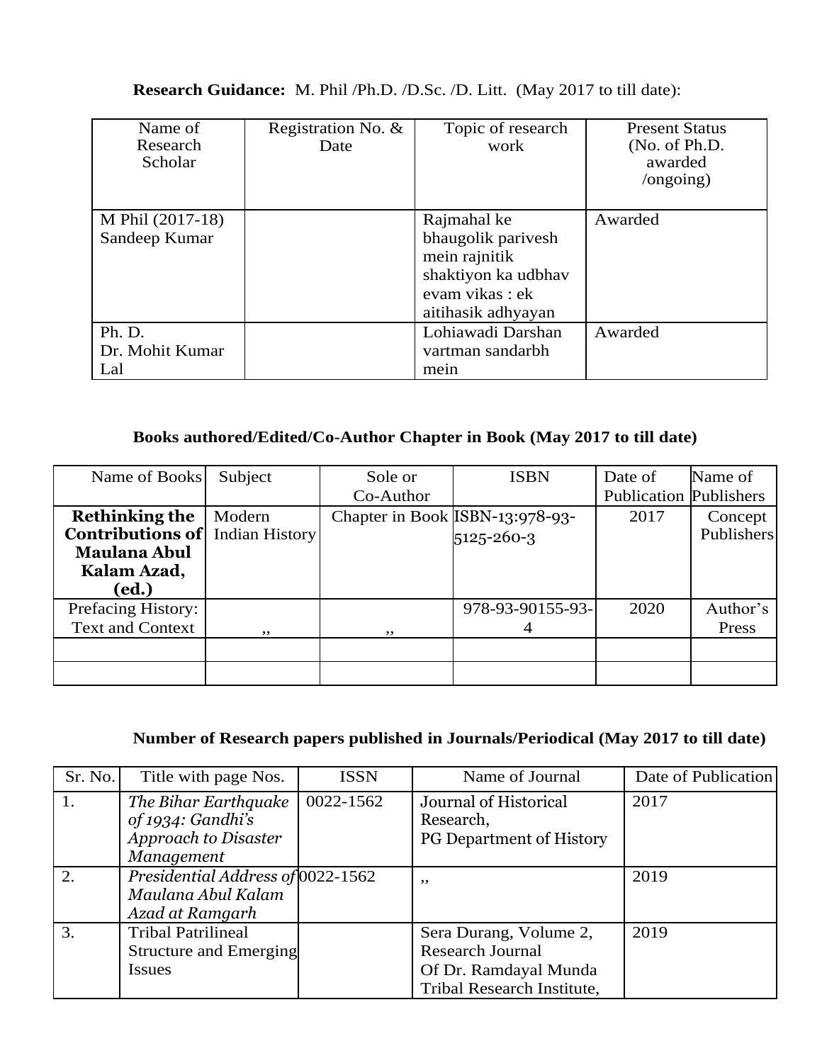**Research Guidance:** M. Phil /Ph.D. /D.Sc. /D. Litt. (May 2017 to till date):

| Name of Research Scholar | Registration No. & Date | Topic of research work | Present Status (No. of Ph.D. awarded /ongoing) |
|---|---|---|---|
| M Phil (2017-18) Sandeep Kumar | | Rajmahal ke bhaugolik parivesh mein rajnitik shaktiyon ka udbhav evam vikas : ek aitihasik adhyayan | Awarded |
| Ph. D. Dr. Mohit Kumar Lal | | Lohiawadi Darshan vartman sandarbh mein | Awarded |

**Books authored/Edited/Co-Author Chapter in Book (May 2017 to till date)**

| Name of Books | Subject | Sole or Co-Author | ISBN | Date of Publication | Name of Publishers |
|---|---|---|---|---|---|
| **Rethinking the Contributions of Maulana Abul Kalam Azad, (ed.)** | Modern Indian History | Chapter in Book | ISBN-13:978-93-5125-260-3 | 2017 | Concept Publishers |
| Prefacing History: Text and Context | ,, | ,, | 978-93-90155-93-4 | 2020 | Author's Press |
| | | | | | |
| | | | | | |

**Number of Research papers published in Journals/Periodical (May 2017 to till date)**

| Sr. No. | Title with page Nos. | ISSN | Name of Journal | Date of Publication |
|---|---|---|---|---|
| 1. | *The Bihar Earthquake of 1934: Gandhi's Approach to Disaster Management* | 0022-1562 | Journal of Historical Research, PG Department of History | 2017 |
| 2. | *Presidential Address of Maulana Abul Kalam Azad at Ramgarh* | 0022-1562 | ,, | 2019 |
| 3. | Tribal Patrilineal Structure and Emerging Issues | | Sera Durang, Volume 2, Research Journal Of Dr. Ramdayal Munda Tribal Research Institute, | 2019 |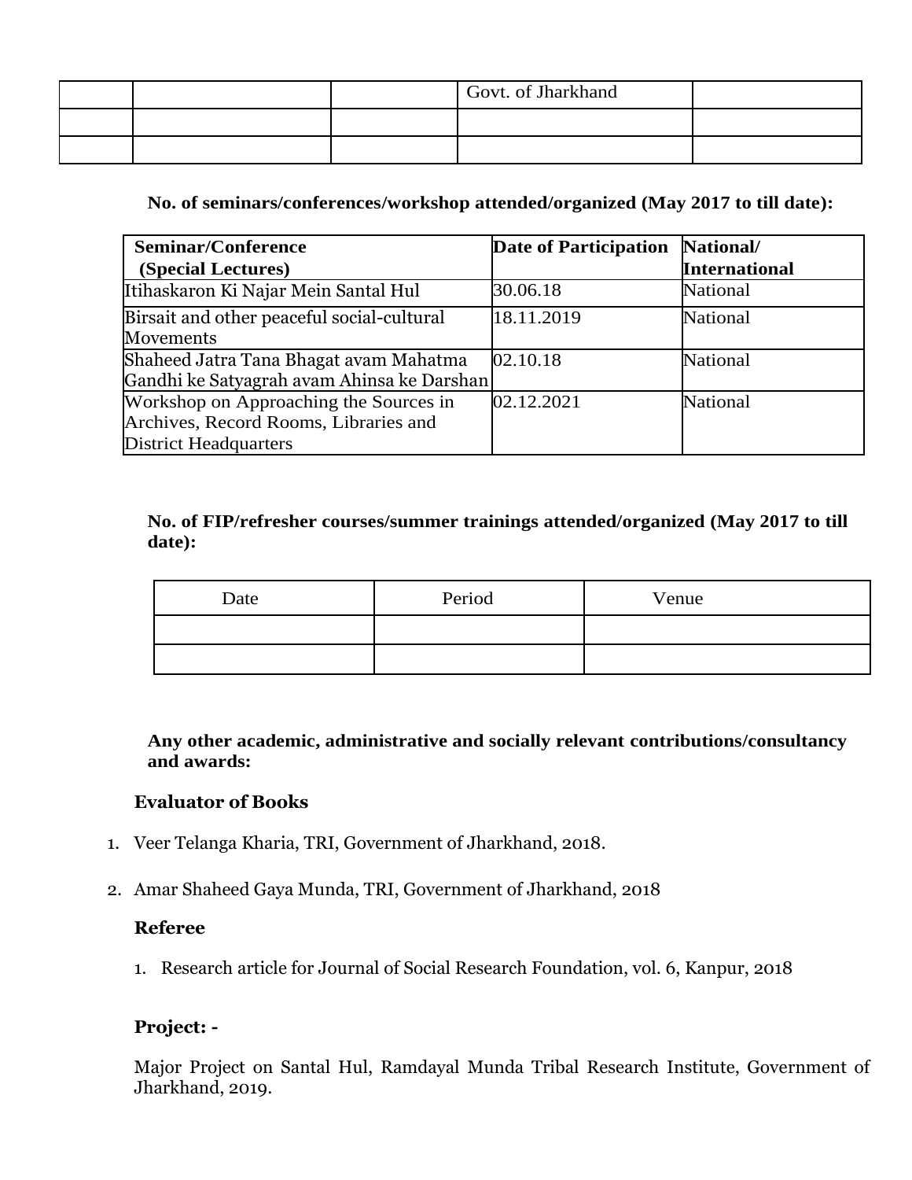| | | | Govt. of Jharkhand | |
|---|---|---|---|---|
| | | | | |
| | | | | |

**No. of seminars/conferences/workshop attended/organized (May 2017 to till date):**

| Seminar/Conference (Special Lectures) | Date of Participation | National/ International |
|---|---|---|
| Itihaskaron Ki Najar Mein Santal Hul | 30.06.18 | National |
| Birsait and other peaceful social-cultural Movements | 18.11.2019 | National |
| Shaheed Jatra Tana Bhagat avam Mahatma Gandhi ke Satyagrah avam Ahinsa ke Darshan | 02.10.18 | National |
| Workshop on Approaching the Sources in Archives, Record Rooms, Libraries and District Headquarters | 02.12.2021 | National |

**No. of FIP/refresher courses/summer trainings attended/organized (May 2017 to till date):**

| Date | Period | Venue |
|---|---|---|
| | | |
| | | |

**Any other academic, administrative and socially relevant contributions/consultancy and awards:**

**Evaluator of Books**

1. Veer Telanga Kharia, TRI, Government of Jharkhand, 2018.
2. Amar Shaheed Gaya Munda, TRI, Government of Jharkhand, 2018

**Referee**

1. Research article for Journal of Social Research Foundation, vol. 6, Kanpur, 2018

**Project: -**

Major Project on Santal Hul, Ramdayal Munda Tribal Research Institute, Government of Jharkhand, 2019.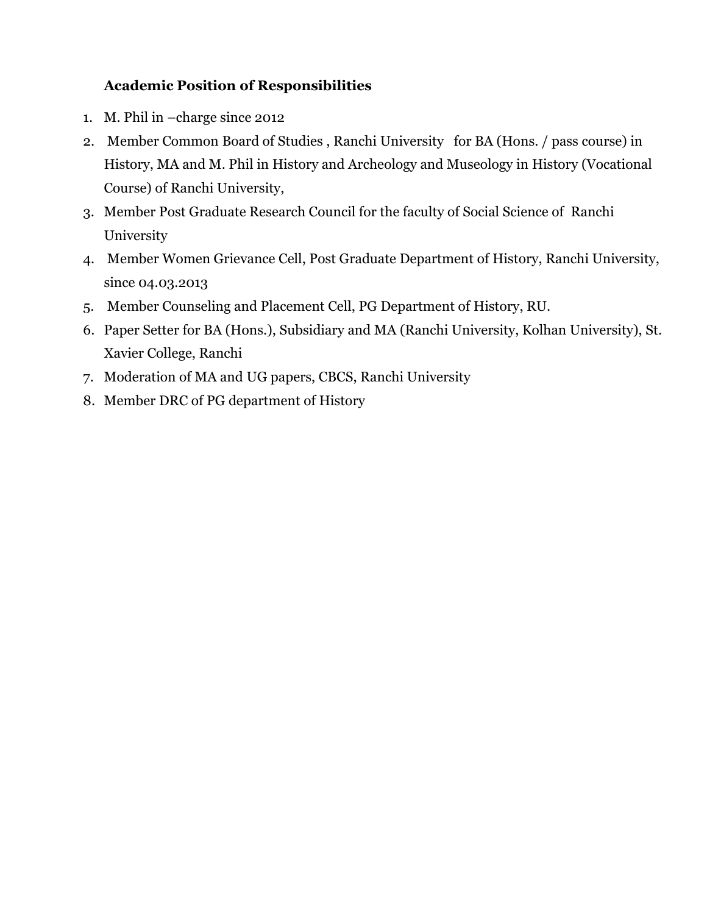**Academic Position of Responsibilities**

1. M. Phil in –charge since 2012
2. Member Common Board of Studies , Ranchi University for BA (Hons. / pass course) in History, MA and M. Phil in History and Archeology and Museology in History (Vocational Course) of Ranchi University,
3. Member Post Graduate Research Council for the faculty of Social Science of Ranchi University
4. Member Women Grievance Cell, Post Graduate Department of History, Ranchi University, since 04.03.2013
5. Member Counseling and Placement Cell, PG Department of History, RU.
6. Paper Setter for BA (Hons.), Subsidiary and MA (Ranchi University, Kolhan University), St. Xavier College, Ranchi
7. Moderation of MA and UG papers, CBCS, Ranchi University
8. Member DRC of PG department of History